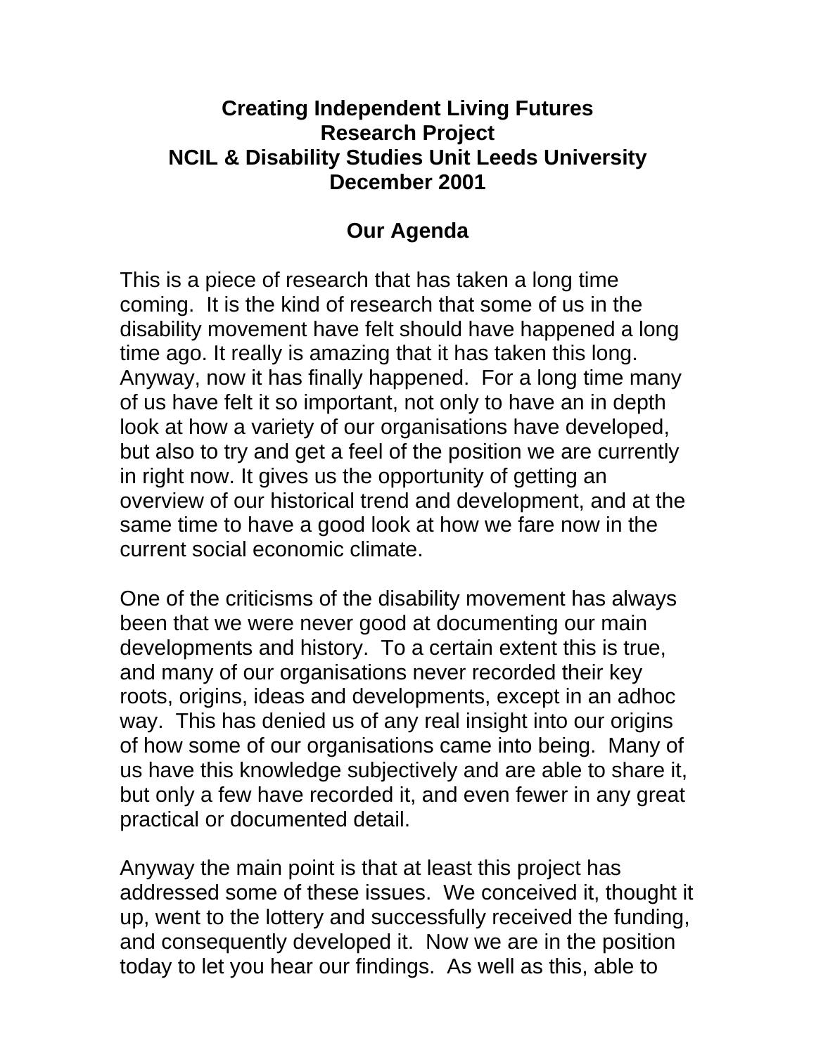# Creating Independent Living Futures
# Research Project
# NCIL & Disability Studies Unit Leeds University
# December 2001

## Our Agenda

This is a piece of research that has taken a long time coming. It is the kind of research that some of us in the disability movement have felt should have happened a long time ago. It really is amazing that it has taken this long. Anyway, now it has finally happened. For a long time many of us have felt it so important, not only to have an in depth look at how a variety of our organisations have developed, but also to try and get a feel of the position we are currently in right now. It gives us the opportunity of getting an overview of our historical trend and development, and at the same time to have a good look at how we fare now in the current social economic climate.

One of the criticisms of the disability movement has always been that we were never good at documenting our main developments and history. To a certain extent this is true, and many of our organisations never recorded their key roots, origins, ideas and developments, except in an adhoc way. This has denied us of any real insight into our origins of how some of our organisations came into being. Many of us have this knowledge subjectively and are able to share it, but only a few have recorded it, and even fewer in any great practical or documented detail.

Anyway the main point is that at least this project has addressed some of these issues. We conceived it, thought it up, went to the lottery and successfully received the funding, and consequently developed it. Now we are in the position today to let you hear our findings. As well as this, able to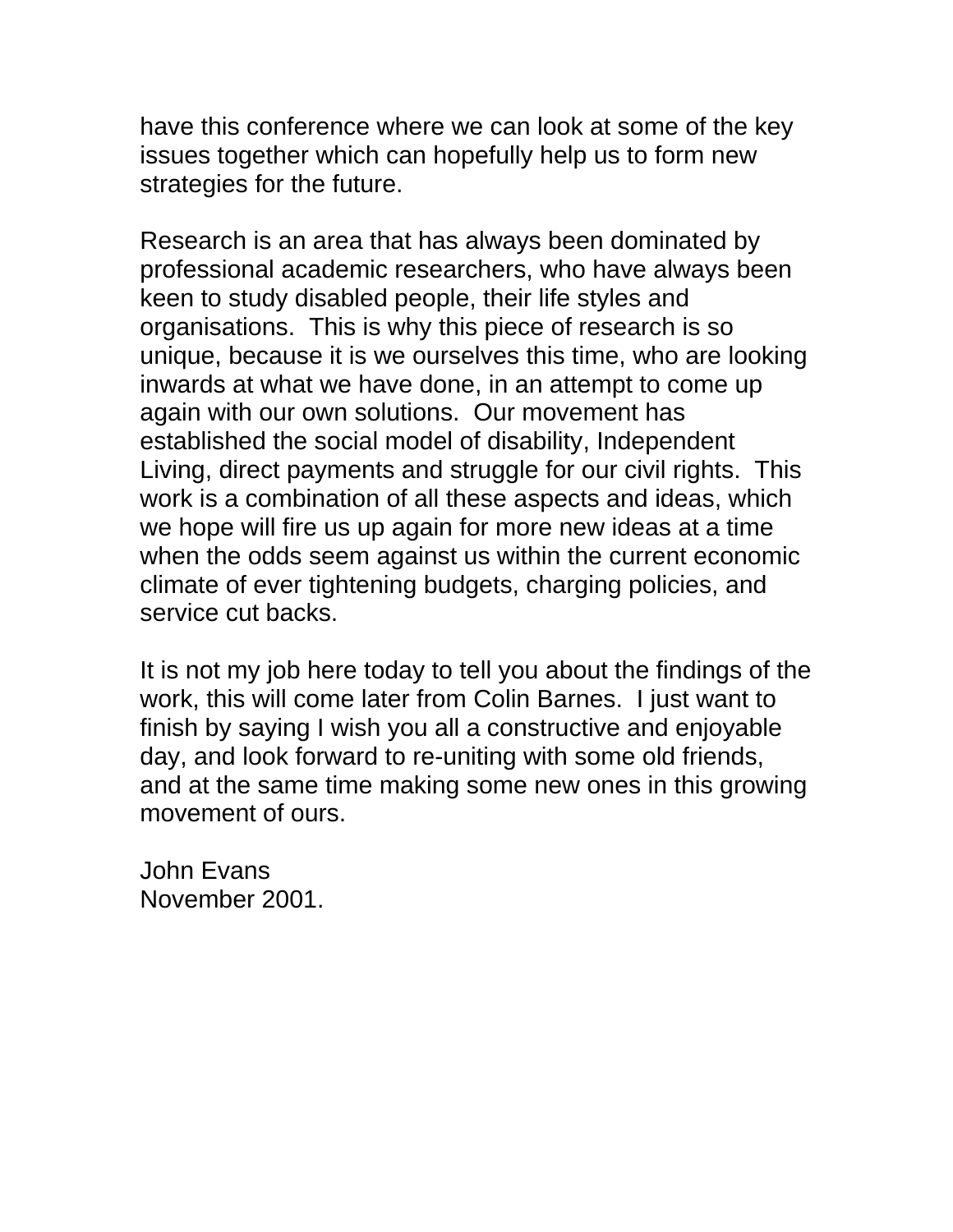have this conference where we can look at some of the key issues together which can hopefully help us to form new strategies for the future.

Research is an area that has always been dominated by professional academic researchers, who have always been keen to study disabled people, their life styles and organisations. This is why this piece of research is so unique, because it is we ourselves this time, who are looking inwards at what we have done, in an attempt to come up again with our own solutions. Our movement has established the social model of disability, Independent Living, direct payments and struggle for our civil rights. This work is a combination of all these aspects and ideas, which we hope will fire us up again for more new ideas at a time when the odds seem against us within the current economic climate of ever tightening budgets, charging policies, and service cut backs.

It is not my job here today to tell you about the findings of the work, this will come later from Colin Barnes. I just want to finish by saying I wish you all a constructive and enjoyable day, and look forward to re-uniting with some old friends, and at the same time making some new ones in this growing movement of ours.

John Evans
November 2001.